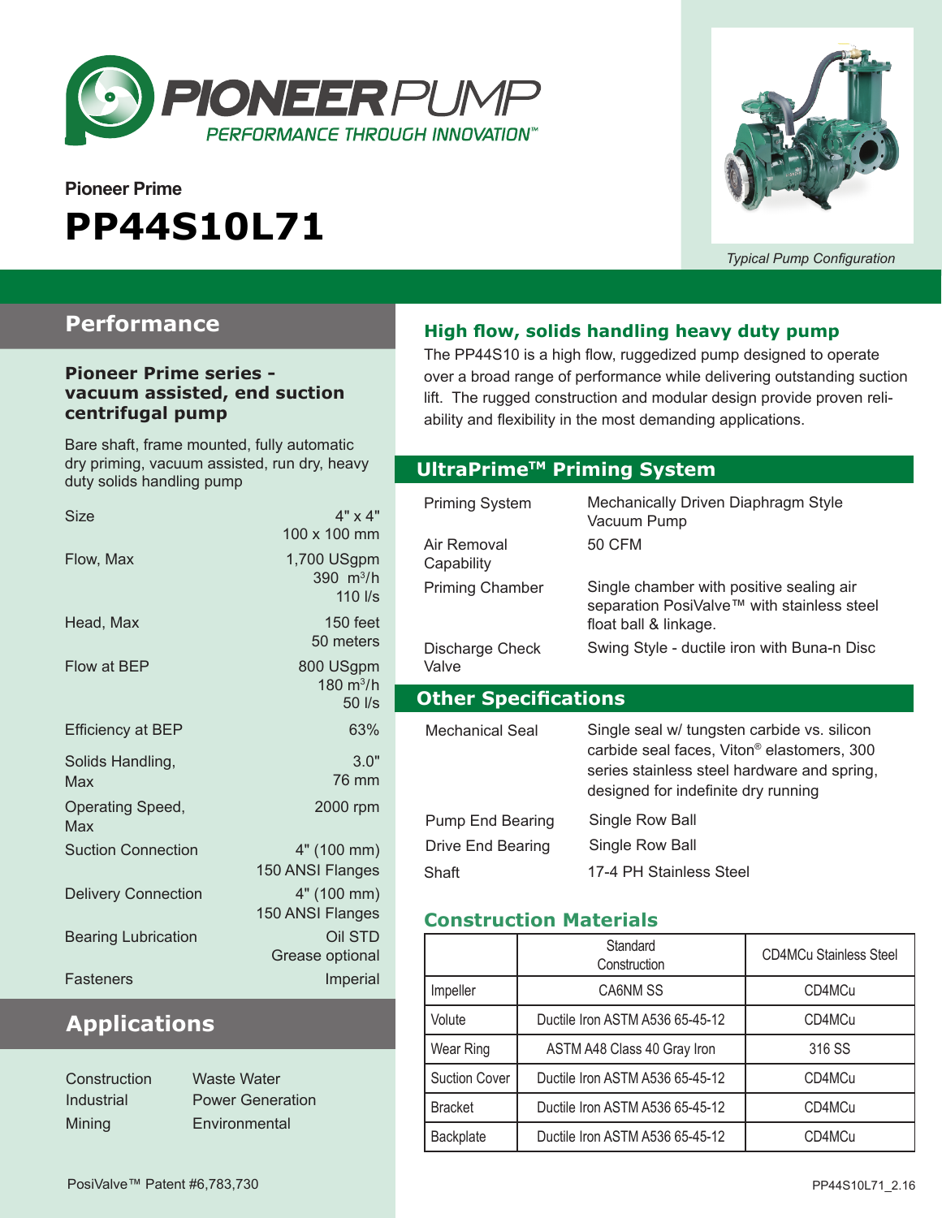PIONEER PUMP

PERFORMANCE THROUGH INNOVATION™

Pioneer Prime

# PP44S10L71

*Typical Pump Configuration*

## Performance

### Pioneer Prime series - vacuum assisted, end suction centrifugal pump

Bare shaft, frame mounted, fully automatic dry priming, vacuum assisted, run dry, heavy duty solids handling pump

| | |
|---|---|
| Size | 4" x 4"<br>100 x 100 mm |
| Flow, Max | 1,700 USgpm<br>390 $m^3/h$<br>110 l/s |
| Head, Max | 150 feet<br>50 meters |
| Flow at BEP | 800 USgpm<br>180 $m^3/h$<br>50 l/s |
| Efficiency at BEP | 63% |
| Solids Handling, Max | 3.0"<br>76 mm |
| Operating Speed, Max | 2000 rpm |
| Suction Connection | 4" (100 mm)<br>150 ANSI Flanges |
| Delivery Connection | 4" (100 mm)<br>150 ANSI Flanges |
| Bearing Lubrication | Oil STD<br>Grease optional |
| Fasteners | Imperial |

## Applications

- Construction
- Industrial
- Mining
- Waste Water
- Power Generation
- Environmental

## High flow, solids handling heavy duty pump

The PP44S10 is a high flow, ruggedized pump designed to operate over a broad range of performance while delivering outstanding suction lift. The rugged construction and modular design provide proven reliability and flexibility in the most demanding applications.

## UltraPrime™ Priming System

| | |
|---|---|
| Priming System | Mechanically Driven Diaphragm Style Vacuum Pump |
| Air Removal Capability | 50 CFM |
| Priming Chamber | Single chamber with positive sealing air separation PosiValve™ with stainless steel float ball & linkage. |
| Discharge Check Valve | Swing Style - ductile iron with Buna-n Disc |

## Other Specifications

| | |
|---|---|
| Mechanical Seal | Single seal w/ tungsten carbide vs. silicon carbide seal faces, Viton® elastomers, 300 series stainless steel hardware and spring, designed for indefinite dry running |
| Pump End Bearing | Single Row Ball |
| Drive End Bearing | Single Row Ball |
| Shaft | 17-4 PH Stainless Steel |

## Construction Materials

| | Standard Construction | CD4MCu Stainless Steel |
|---|---|---|
| Impeller | CA6NM SS | CD4MCu |
| Volute | Ductile Iron ASTM A536 65-45-12 | CD4MCu |
| Wear Ring | ASTM A48 Class 40 Gray Iron | 316 SS |
| Suction Cover | Ductile Iron ASTM A536 65-45-12 | CD4MCu |
| Bracket | Ductile Iron ASTM A536 65-45-12 | CD4MCu |
| Backplate | Ductile Iron ASTM A536 65-45-12 | CD4MCu |

PosiValve™ Patent #6,783,730

PP44S10L71_2.16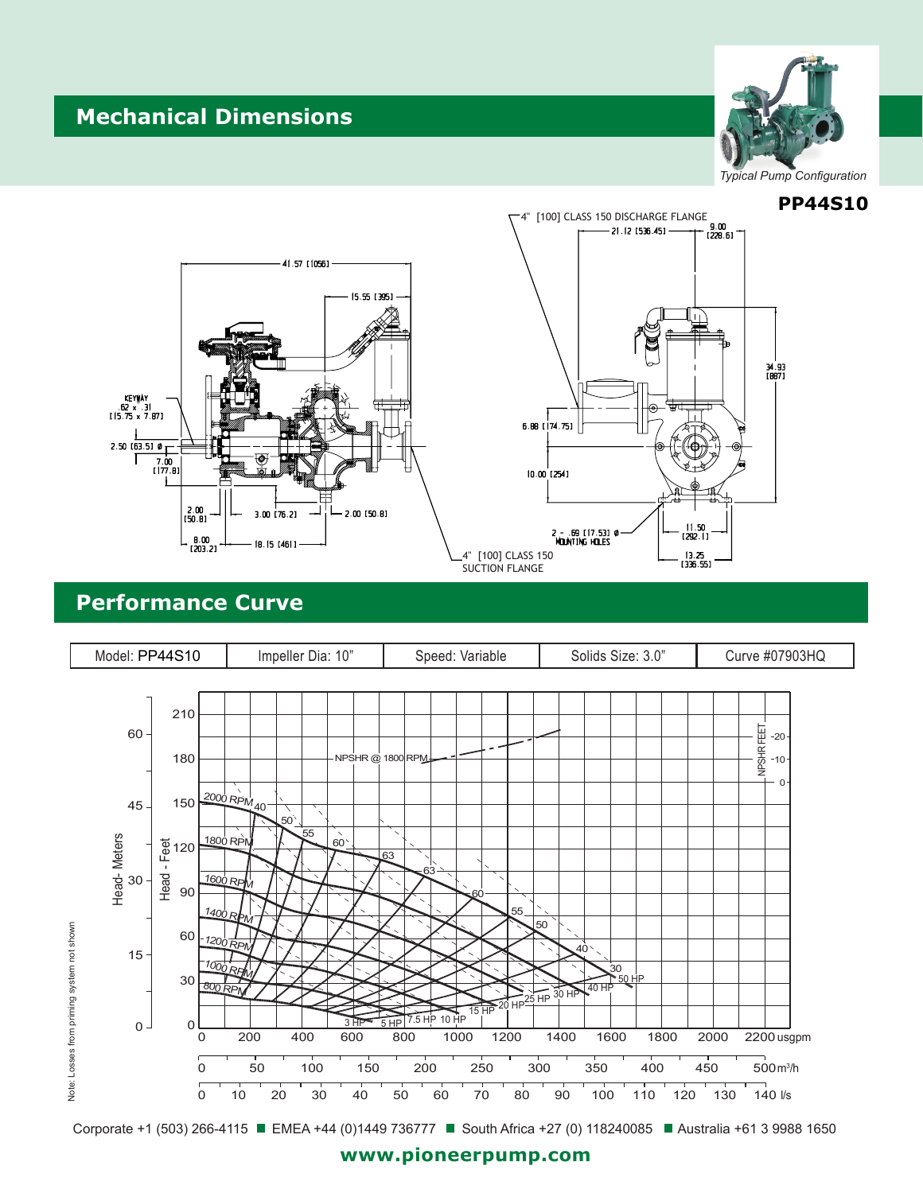## Mechanical Dimensions

*Typical Pump Configuration*

**PP44S10**

4" [100] CLASS 150 DISCHARGE FLANGE

21.12 [536.45]

9.00 [228.6]

41.57 [1056]

15.55 [395]

34.93 [887]

KEYWAY .62 x .31 [15.75 x 7.87]

2.50 [63.5] Ø

7.00 [177.8]

6.88 [174.75]

10.00 [254]

2.00 [50.8]

3.00 [76.2]

2.00 [50.8]

8.00 [203.2]

18.15 [461]

2 - .69 [17.53] Ø MOUNTING HOLES

11.50 [292.1]

13.25 [336.55]

4" [100] CLASS 150 SUCTION FLANGE

## Performance Curve

| Model: PP44S10 | Impeller Dia: 10" | Speed: Variable | Solids Size: 3.0" | Curve #07903HQ |
|---|---|---|---|---|

NPSHR @ 1800 RPM

NPSHR FEET

2000 RPM, 1800 RPM, 1600 RPM, 1400 RPM, 1200 RPM, 1000 RPM, 800 RPM

40, 50, 55, 60, 63, 63, 60, 55, 50, 40, 30

3 HP, 5 HP, 7.5 HP, 10 HP, 15 HP, 20 HP, 25 HP, 30 HP, 40 HP, 50 HP

Head- Meters

Head - Feet

usgpm

m³/h

l/s

Note: Losses from priming system not shown

Corporate +1 (503) 266-4115 ■ EMEA +44 (0)1449 736777 ■ South Africa +27 (0) 118240085 ■ Australia +61 3 9988 1650

**www.pioneerpump.com**